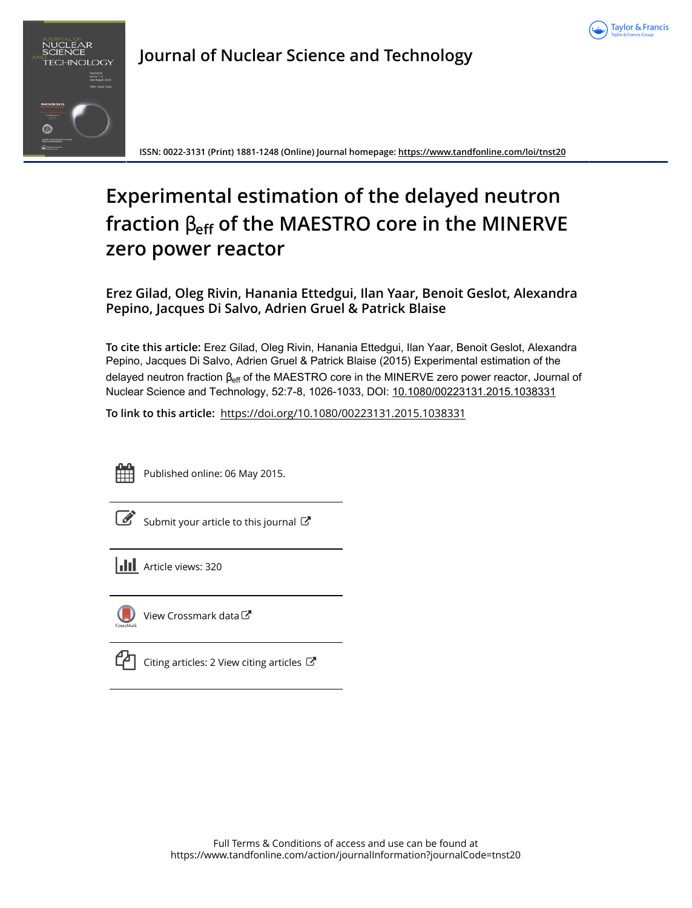# Journal of Nuclear Science and Technology

ISSN: 0022-3131 (Print) 1881-1248 (Online) Journal homepage: https://www.tandfonline.com/loi/tnst20

# Experimental estimation of the delayed neutron fraction $\beta_{eff}$ of the MAESTRO core in the MINERVE zero power reactor

**Erez Gilad, Oleg Rivin, Hanania Ettedgui, Ilan Yaar, Benoit Geslot, Alexandra Pepino, Jacques Di Salvo, Adrien Gruel & Patrick Blaise**

**To cite this article:** Erez Gilad, Oleg Rivin, Hanania Ettedgui, Ilan Yaar, Benoit Geslot, Alexandra Pepino, Jacques Di Salvo, Adrien Gruel & Patrick Blaise (2015) Experimental estimation of the delayed neutron fraction $\beta_{eff}$ of the MAESTRO core in the MINERVE zero power reactor, Journal of Nuclear Science and Technology, 52:7-8, 1026-1033, DOI: 10.1080/00223131.2015.1038331

**To link to this article:** https://doi.org/10.1080/00223131.2015.1038331

Published online: 06 May 2015.

Submit your article to this journal

Article views: 320

View Crossmark data

Citing articles: 2 View citing articles

Full Terms & Conditions of access and use can be found at
https://www.tandfonline.com/action/journalInformation?journalCode=tnst20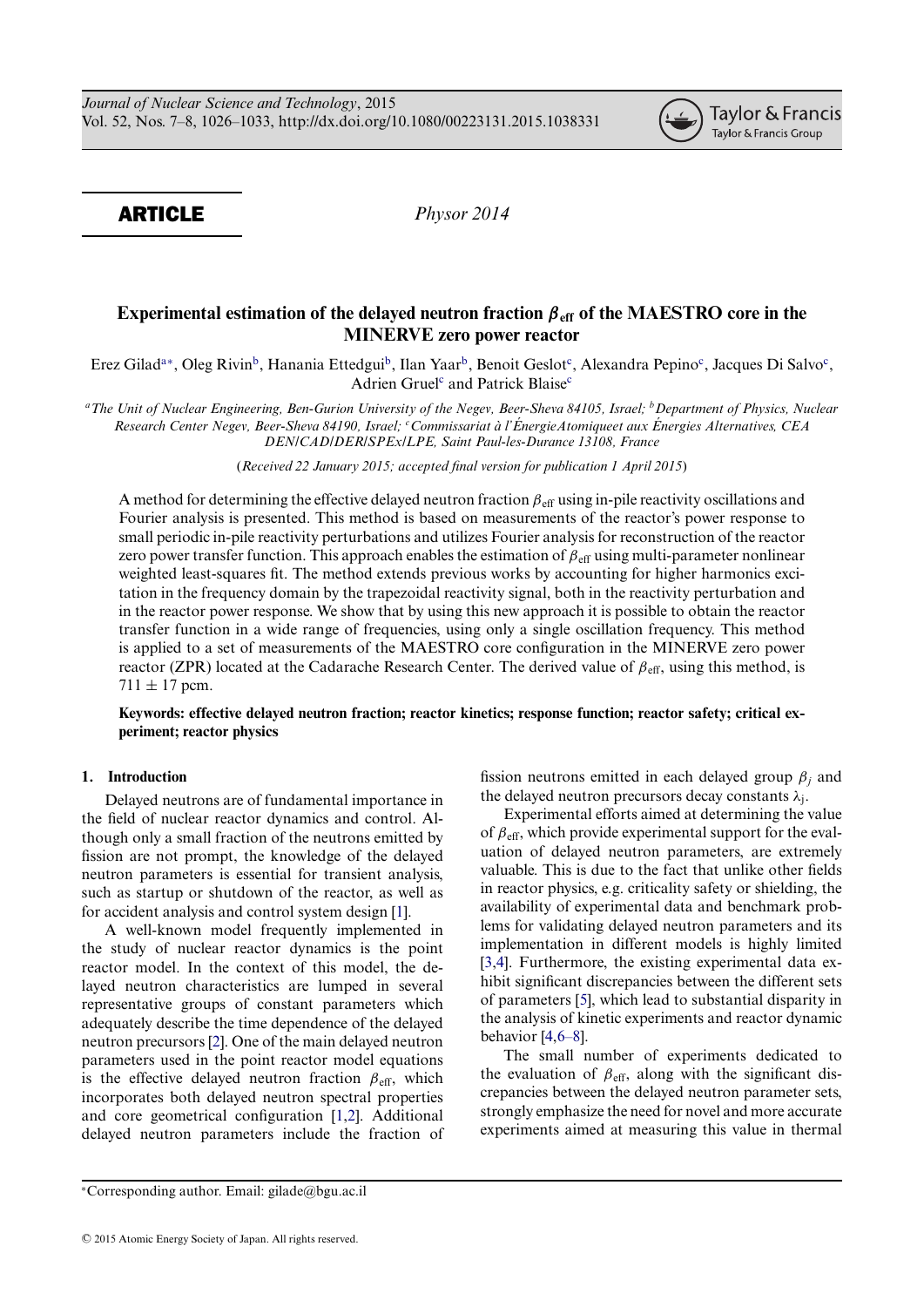## ARTICLE

*Physor 2014*

# Experimental estimation of the delayed neutron fraction $\beta_{eff}$ of the MAESTRO core in the MINERVE zero power reactor

Erez Gilad[a*], Oleg Rivin[b], Hanania Ettedgui[b], Ilan Yaar[b], Benoit Geslot[c], Alexandra Pepino[c], Jacques Di Salvo[c], Adrien Gruel[c] and Patrick Blaise[c]

[a]*The Unit of Nuclear Engineering, Ben-Gurion University of the Negev, Beer-Sheva 84105, Israel;* [b]*Department of Physics, Nuclear Research Center Negev, Beer-Sheva 84190, Israel;* [c]*Commissariat à l'ÉnergieAtomiqueet aux Énergies Alternatives, CEA DEN/CAD/DER/SPEx/LPE, Saint Paul-les-Durance 13108, France*

(*Received 22 January 2015; accepted final version for publication 1 April 2015*)

A method for determining the effective delayed neutron fraction $\beta_{eff}$ using in-pile reactivity oscillations and Fourier analysis is presented. This method is based on measurements of the reactor's power response to small periodic in-pile reactivity perturbations and utilizes Fourier analysis for reconstruction of the reactor zero power transfer function. This approach enables the estimation of $\beta_{eff}$ using multi-parameter nonlinear weighted least-squares fit. The method extends previous works by accounting for higher harmonics excitation in the frequency domain by the trapezoidal reactivity signal, both in the reactivity perturbation and in the reactor power response. We show that by using this new approach it is possible to obtain the reactor transfer function in a wide range of frequencies, using only a single oscillation frequency. This method is applied to a set of measurements of the MAESTRO core configuration in the MINERVE zero power reactor (ZPR) located at the Cadarache Research Center. The derived value of $\beta_{eff}$, using this method, is $711 \pm 17$ pcm.

**Keywords: effective delayed neutron fraction; reactor kinetics; response function; reactor safety; critical experiment; reactor physics**

## 1. Introduction

Delayed neutrons are of fundamental importance in the field of nuclear reactor dynamics and control. Although only a small fraction of the neutrons emitted by fission are not prompt, the knowledge of the delayed neutron parameters is essential for transient analysis, such as startup or shutdown of the reactor, as well as for accident analysis and control system design [1].

A well-known model frequently implemented in the study of nuclear reactor dynamics is the point reactor model. In the context of this model, the delayed neutron characteristics are lumped in several representative groups of constant parameters which adequately describe the time dependence of the delayed neutron precursors [2]. One of the main delayed neutron parameters used in the point reactor model equations is the effective delayed neutron fraction $\beta_{eff}$, which incorporates both delayed neutron spectral properties and core geometrical configuration [1,2]. Additional delayed neutron parameters include the fraction of fission neutrons emitted in each delayed group $\beta_j$ and the delayed neutron precursors decay constants $\lambda_j$.

Experimental efforts aimed at determining the value of $\beta_{eff}$, which provide experimental support for the evaluation of delayed neutron parameters, are extremely valuable. This is due to the fact that unlike other fields in reactor physics, e.g. criticality safety or shielding, the availability of experimental data and benchmark problems for validating delayed neutron parameters and its implementation in different models is highly limited [3,4]. Furthermore, the existing experimental data exhibit significant discrepancies between the different sets of parameters [5], which lead to substantial disparity in the analysis of kinetic experiments and reactor dynamic behavior [4,6–8].

The small number of experiments dedicated to the evaluation of $\beta_{eff}$, along with the significant discrepancies between the delayed neutron parameter sets, strongly emphasize the need for novel and more accurate experiments aimed at measuring this value in thermal

*Corresponding author. Email: gilade@bgu.ac.il

© 2015 Atomic Energy Society of Japan. All rights reserved.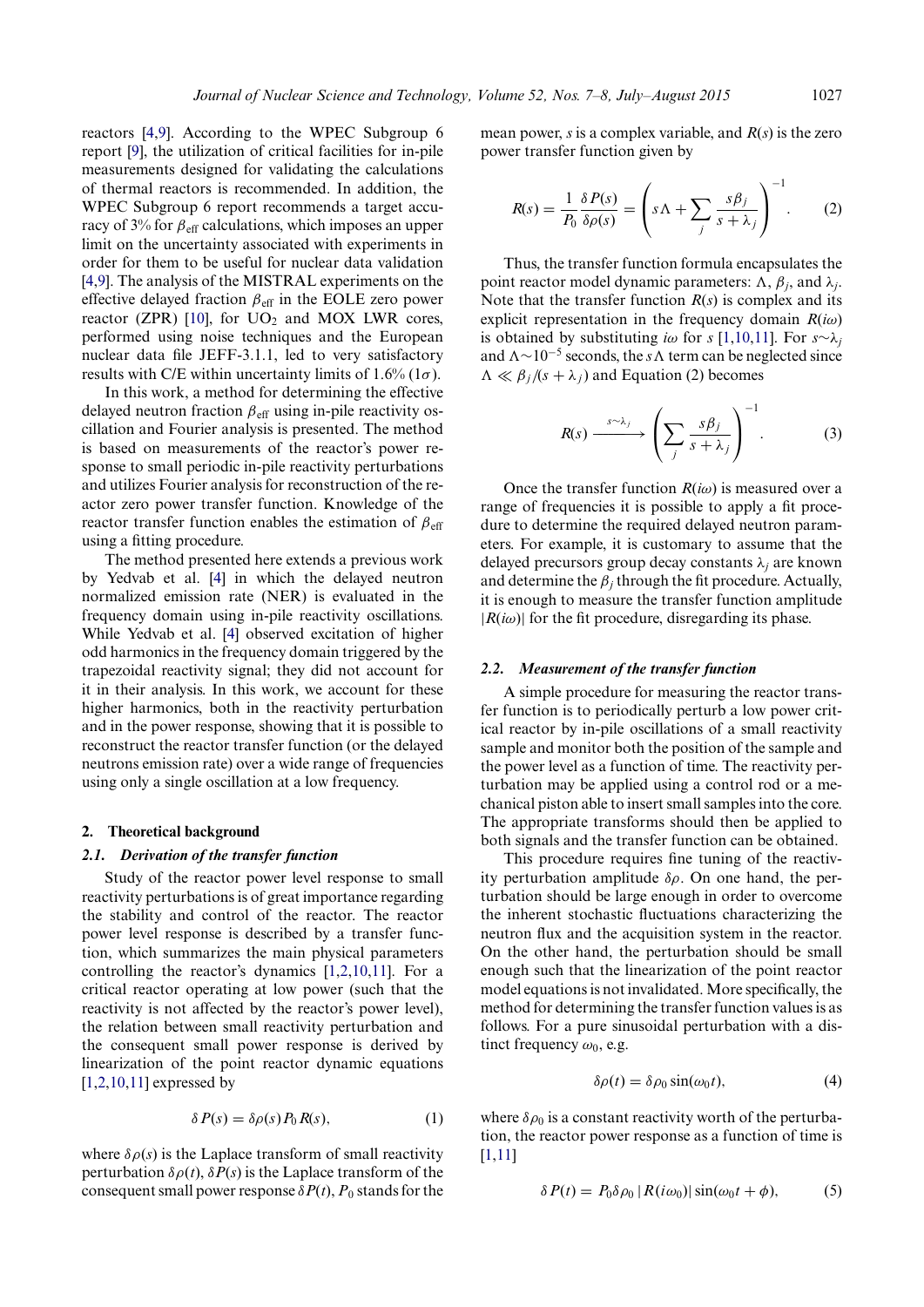reactors [4,9]. According to the WPEC Subgroup 6 report [9], the utilization of critical facilities for in-pile measurements designed for validating the calculations of thermal reactors is recommended. In addition, the WPEC Subgroup 6 report recommends a target accuracy of 3% for $\beta_{\text{eff}}$ calculations, which imposes an upper limit on the uncertainty associated with experiments in order for them to be useful for nuclear data validation [4,9]. The analysis of the MISTRAL experiments on the effective delayed fraction $\beta_{\text{eff}}$ in the EOLE zero power reactor (ZPR) [10], for $UO_2$ and MOX LWR cores, performed using noise techniques and the European nuclear data file JEFF-3.1.1, led to very satisfactory results with C/E within uncertainty limits of 1.6% ($1\sigma$).

In this work, a method for determining the effective delayed neutron fraction $\beta_{\text{eff}}$ using in-pile reactivity oscillation and Fourier analysis is presented. The method is based on measurements of the reactor's power response to small periodic in-pile reactivity perturbations and utilizes Fourier analysis for reconstruction of the reactor zero power transfer function. Knowledge of the reactor transfer function enables the estimation of $\beta_{\text{eff}}$ using a fitting procedure.

The method presented here extends a previous work by Yedvab et al. [4] in which the delayed neutron normalized emission rate (NER) is evaluated in the frequency domain using in-pile reactivity oscillations. While Yedvab et al. [4] observed excitation of higher odd harmonics in the frequency domain triggered by the trapezoidal reactivity signal; they did not account for it in their analysis. In this work, we account for these higher harmonics, both in the reactivity perturbation and in the power response, showing that it is possible to reconstruct the reactor transfer function (or the delayed neutrons emission rate) over a wide range of frequencies using only a single oscillation at a low frequency.

## 2. Theoretical background

### 2.1. Derivation of the transfer function

Study of the reactor power level response to small reactivity perturbations is of great importance regarding the stability and control of the reactor. The reactor power level response is described by a transfer function, which summarizes the main physical parameters controlling the reactor's dynamics [1,2,10,11]. For a critical reactor operating at low power (such that the reactivity is not affected by the reactor's power level), the relation between small reactivity perturbation and the consequent small power response is derived by linearization of the point reactor dynamic equations [1,2,10,11] expressed by

$$\delta P(s) = \delta\rho(s) P_0 R(s), \tag{1}$$

where $\delta\rho(s)$ is the Laplace transform of small reactivity perturbation $\delta\rho(t)$, $\delta P(s)$ is the Laplace transform of the consequent small power response $\delta P(t)$, $P_0$ stands for the mean power, $s$ is a complex variable, and $R(s)$ is the zero power transfer function given by

$$R(s) = \frac{1}{P_0}\frac{\delta P(s)}{\delta\rho(s)} = \left(s\Lambda + \sum_j \frac{s\beta_j}{s+\lambda_j}\right)^{-1}. \tag{2}$$

Thus, the transfer function formula encapsulates the point reactor model dynamic parameters: $\Lambda$, $\beta_j$, and $\lambda_j$. Note that the transfer function $R(s)$ is complex and its explicit representation in the frequency domain $R(i\omega)$ is obtained by substituting $i\omega$ for $s$ [1,10,11]. For $s \sim \lambda_j$ and $\Lambda \sim 10^{-5}$ seconds, the $s\Lambda$ term can be neglected since $\Lambda \ll \beta_j/(s+\lambda_j)$ and Equation (2) becomes

$$R(s) \xrightarrow{s\sim\lambda_j} \left(\sum_j \frac{s\beta_j}{s+\lambda_j}\right)^{-1}. \tag{3}$$

Once the transfer function $R(i\omega)$ is measured over a range of frequencies it is possible to apply a fit procedure to determine the required delayed neutron parameters. For example, it is customary to assume that the delayed precursors group decay constants $\lambda_j$ are known and determine the $\beta_j$ through the fit procedure. Actually, it is enough to measure the transfer function amplitude $|R(i\omega)|$ for the fit procedure, disregarding its phase.

### 2.2. Measurement of the transfer function

A simple procedure for measuring the reactor transfer function is to periodically perturb a low power critical reactor by in-pile oscillations of a small reactivity sample and monitor both the position of the sample and the power level as a function of time. The reactivity perturbation may be applied using a control rod or a mechanical piston able to insert small samples into the core. The appropriate transforms should then be applied to both signals and the transfer function can be obtained.

This procedure requires fine tuning of the reactivity perturbation amplitude $\delta\rho$. On one hand, the perturbation should be large enough in order to overcome the inherent stochastic fluctuations characterizing the neutron flux and the acquisition system in the reactor. On the other hand, the perturbation should be small enough such that the linearization of the point reactor model equations is not invalidated. More specifically, the method for determining the transfer function values is as follows. For a pure sinusoidal perturbation with a distinct frequency $\omega_0$, e.g.

$$\delta\rho(t) = \delta\rho_0 \sin(\omega_0 t), \tag{4}$$

where $\delta\rho_0$ is a constant reactivity worth of the perturbation, the reactor power response as a function of time is [1,11]

$$\delta P(t) = P_0 \delta\rho_0 \,|R(i\omega_0)| \sin(\omega_0 t + \phi), \tag{5}$$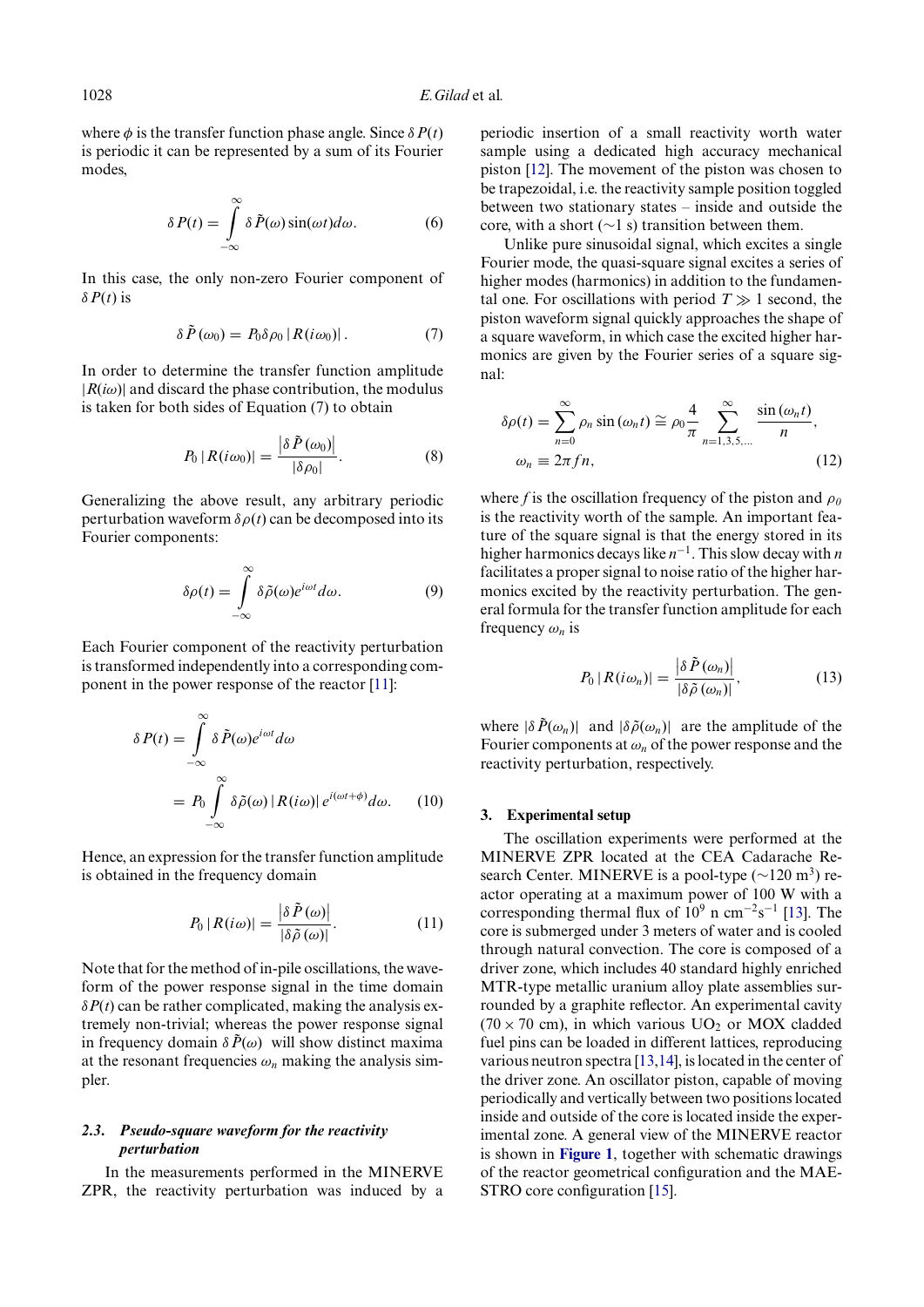where $\phi$ is the transfer function phase angle. Since $\delta P(t)$ is periodic it can be represented by a sum of its Fourier modes,

$$\delta P(t) = \int_{-\infty}^{\infty} \delta \tilde{P}(\omega) \sin(\omega t) d\omega. \tag{6}$$

In this case, the only non-zero Fourier component of $\delta P(t)$ is

$$\delta \tilde{P}(\omega_0) = P_0 \delta \rho_0 \left| R(i\omega_0) \right|. \tag{7}$$

In order to determine the transfer function amplitude $|R(i\omega)|$ and discard the phase contribution, the modulus is taken for both sides of Equation (7) to obtain

$$P_0 \left| R(i\omega_0) \right| = \frac{\left| \delta \tilde{P}(\omega_0) \right|}{|\delta \rho_0|}. \tag{8}$$

Generalizing the above result, any arbitrary periodic perturbation waveform $\delta\rho(t)$ can be decomposed into its Fourier components:

$$\delta\rho(t) = \int_{-\infty}^{\infty} \delta\tilde{\rho}(\omega) e^{i\omega t} d\omega. \tag{9}$$

Each Fourier component of the reactivity perturbation is transformed independently into a corresponding component in the power response of the reactor [11]:

$$\begin{aligned} \delta P(t) &= \int_{-\infty}^{\infty} \delta \tilde{P}(\omega) e^{i\omega t} d\omega \\ &= P_0 \int_{-\infty}^{\infty} \delta\tilde{\rho}(\omega) \left| R(i\omega) \right| e^{i(\omega t + \phi)} d\omega. \end{aligned} \tag{10}$$

Hence, an expression for the transfer function amplitude is obtained in the frequency domain

$$P_0 \left| R(i\omega) \right| = \frac{\left| \delta \tilde{P}(\omega) \right|}{|\delta\tilde{\rho}(\omega)|}. \tag{11}$$

Note that for the method of in-pile oscillations, the waveform of the power response signal in the time domain $\delta P(t)$ can be rather complicated, making the analysis extremely non-trivial; whereas the power response signal in frequency domain $\delta \tilde{P}(\omega)$ will show distinct maxima at the resonant frequencies $\omega_n$ making the analysis simpler.

### 2.3. *Pseudo-square waveform for the reactivity perturbation*

In the measurements performed in the MINERVE ZPR, the reactivity perturbation was induced by a periodic insertion of a small reactivity worth water sample using a dedicated high accuracy mechanical piston [12]. The movement of the piston was chosen to be trapezoidal, i.e. the reactivity sample position toggled between two stationary states – inside and outside the core, with a short (~1 s) transition between them.

Unlike pure sinusoidal signal, which excites a single Fourier mode, the quasi-square signal excites a series of higher modes (harmonics) in addition to the fundamental one. For oscillations with period $T \gg 1$ second, the piston waveform signal quickly approaches the shape of a square waveform, in which case the excited higher harmonics are given by the Fourier series of a square signal:

$$\begin{aligned} \delta\rho(t) &= \sum_{n=0}^{\infty} \rho_n \sin(\omega_n t) \cong \rho_0 \frac{4}{\pi} \sum_{n=1,3,5,\ldots}^{\infty} \frac{\sin(\omega_n t)}{n}, \\ \omega_n &\equiv 2\pi f n, \end{aligned} \tag{12}$$

where $f$ is the oscillation frequency of the piston and $\rho_0$ is the reactivity worth of the sample. An important feature of the square signal is that the energy stored in its higher harmonics decays like $n^{-1}$. This slow decay with $n$ facilitates a proper signal to noise ratio of the higher harmonics excited by the reactivity perturbation. The general formula for the transfer function amplitude for each frequency $\omega_n$ is

$$P_0 \left| R(i\omega_n) \right| = \frac{\left| \delta \tilde{P}(\omega_n) \right|}{|\delta\tilde{\rho}(\omega_n)|}, \tag{13}$$

where $|\delta \tilde{P}(\omega_n)|$ and $|\delta\tilde{\rho}(\omega_n)|$ are the amplitude of the Fourier components at $\omega_n$ of the power response and the reactivity perturbation, respectively.

## 3. Experimental setup

The oscillation experiments were performed at the MINERVE ZPR located at the CEA Cadarache Research Center. MINERVE is a pool-type (~120 m$^3$) reactor operating at a maximum power of 100 W with a corresponding thermal flux of $10^9$ n cm$^{-2}$s$^{-1}$ [13]. The core is submerged under 3 meters of water and is cooled through natural convection. The core is composed of a driver zone, which includes 40 standard highly enriched MTR-type metallic uranium alloy plate assemblies surrounded by a graphite reflector. An experimental cavity (70 × 70 cm), in which various $UO_2$ or MOX cladded fuel pins can be loaded in different lattices, reproducing various neutron spectra [13,14], is located in the center of the driver zone. An oscillator piston, capable of moving periodically and vertically between two positions located inside and outside of the core is located inside the experimental zone. A general view of the MINERVE reactor is shown in **Figure 1**, together with schematic drawings of the reactor geometrical configuration and the MAESTRO core configuration [15].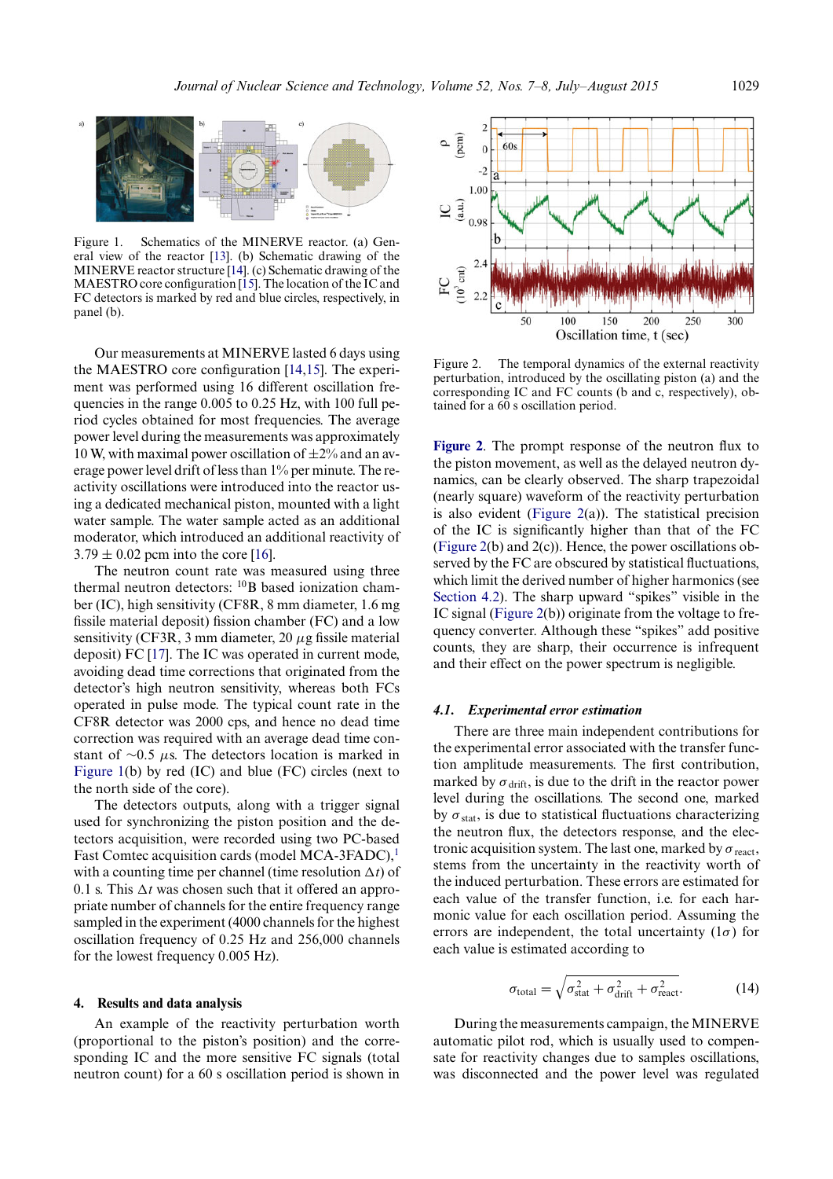Figure 1. Schematics of the MINERVE reactor. (a) General view of the reactor [13]. (b) Schematic drawing of the MINERVE reactor structure [14]. (c) Schematic drawing of the MAESTRO core configuration [15]. The location of the IC and FC detectors is marked by red and blue circles, respectively, in panel (b).

Our measurements at MINERVE lasted 6 days using the MAESTRO core configuration [14,15]. The experiment was performed using 16 different oscillation frequencies in the range 0.005 to 0.25 Hz, with 100 full period cycles obtained for most frequencies. The average power level during the measurements was approximately 10 W, with maximal power oscillation of ±2% and an average power level drift of less than 1% per minute. The reactivity oscillations were introduced into the reactor using a dedicated mechanical piston, mounted with a light water sample. The water sample acted as an additional moderator, which introduced an additional reactivity of 3.79 ± 0.02 pcm into the core [16].

The neutron count rate was measured using three thermal neutron detectors: $^{10}$B based ionization chamber (IC), high sensitivity (CF8R, 8 mm diameter, 1.6 mg fissile material deposit) fission chamber (FC) and a low sensitivity (CF3R, 3 mm diameter, 20 $\mu$g fissile material deposit) FC [17]. The IC was operated in current mode, avoiding dead time corrections that originated from the detector's high neutron sensitivity, whereas both FCs operated in pulse mode. The typical count rate in the CF8R detector was 2000 cps, and hence no dead time correction was required with an average dead time constant of ~0.5 $\mu$s. The detectors location is marked in Figure 1(b) by red (IC) and blue (FC) circles (next to the north side of the core).

The detectors outputs, along with a trigger signal used for synchronizing the piston position and the detectors acquisition, were recorded using two PC-based Fast Comtec acquisition cards (model MCA-3FADC),[1] with a counting time per channel (time resolution $\Delta t$) of 0.1 s. This $\Delta t$ was chosen such that it offered an appropriate number of channels for the entire frequency range sampled in the experiment (4000 channels for the highest oscillation frequency of 0.25 Hz and 256,000 channels for the lowest frequency 0.005 Hz).

## 4. Results and data analysis

An example of the reactivity perturbation worth (proportional to the piston's position) and the corresponding IC and the more sensitive FC signals (total neutron count) for a 60 s oscillation period is shown in Figure 2. The prompt response of the neutron flux to the piston movement, as well as the delayed neutron dynamics, can be clearly observed. The sharp trapezoidal (nearly square) waveform of the reactivity perturbation is also evident (Figure 2(a)). The statistical precision of the IC is significantly higher than that of the FC (Figure 2(b) and 2(c)). Hence, the power oscillations observed by the FC are obscured by statistical fluctuations, which limit the derived number of higher harmonics (see Section 4.2). The sharp upward "spikes" visible in the IC signal (Figure 2(b)) originate from the voltage to frequency converter. Although these "spikes" add positive counts, they are sharp, their occurrence is infrequent and their effect on the power spectrum is negligible.

Figure 2. The temporal dynamics of the external reactivity perturbation, introduced by the oscillating piston (a) and the corresponding IC and FC counts (b and c, respectively), obtained for a 60 s oscillation period.

### 4.1. Experimental error estimation

There are three main independent contributions for the experimental error associated with the transfer function amplitude measurements. The first contribution, marked by $\sigma_{drift}$, is due to the drift in the reactor power level during the oscillations. The second one, marked by $\sigma_{stat}$, is due to statistical fluctuations characterizing the neutron flux, the detectors response, and the electronic acquisition system. The last one, marked by $\sigma_{react}$, stems from the uncertainty in the reactivity worth of the induced perturbation. These errors are estimated for each value of the transfer function, i.e. for each harmonic value for each oscillation period. Assuming the errors are independent, the total uncertainty (1$\sigma$) for each value is estimated according to

$$\sigma_{total} = \sqrt{\sigma_{stat}^2 + \sigma_{drift}^2 + \sigma_{react}^2}. \tag{14}$$

During the measurements campaign, the MINERVE automatic pilot rod, which is usually used to compensate for reactivity changes due to samples oscillations, was disconnected and the power level was regulated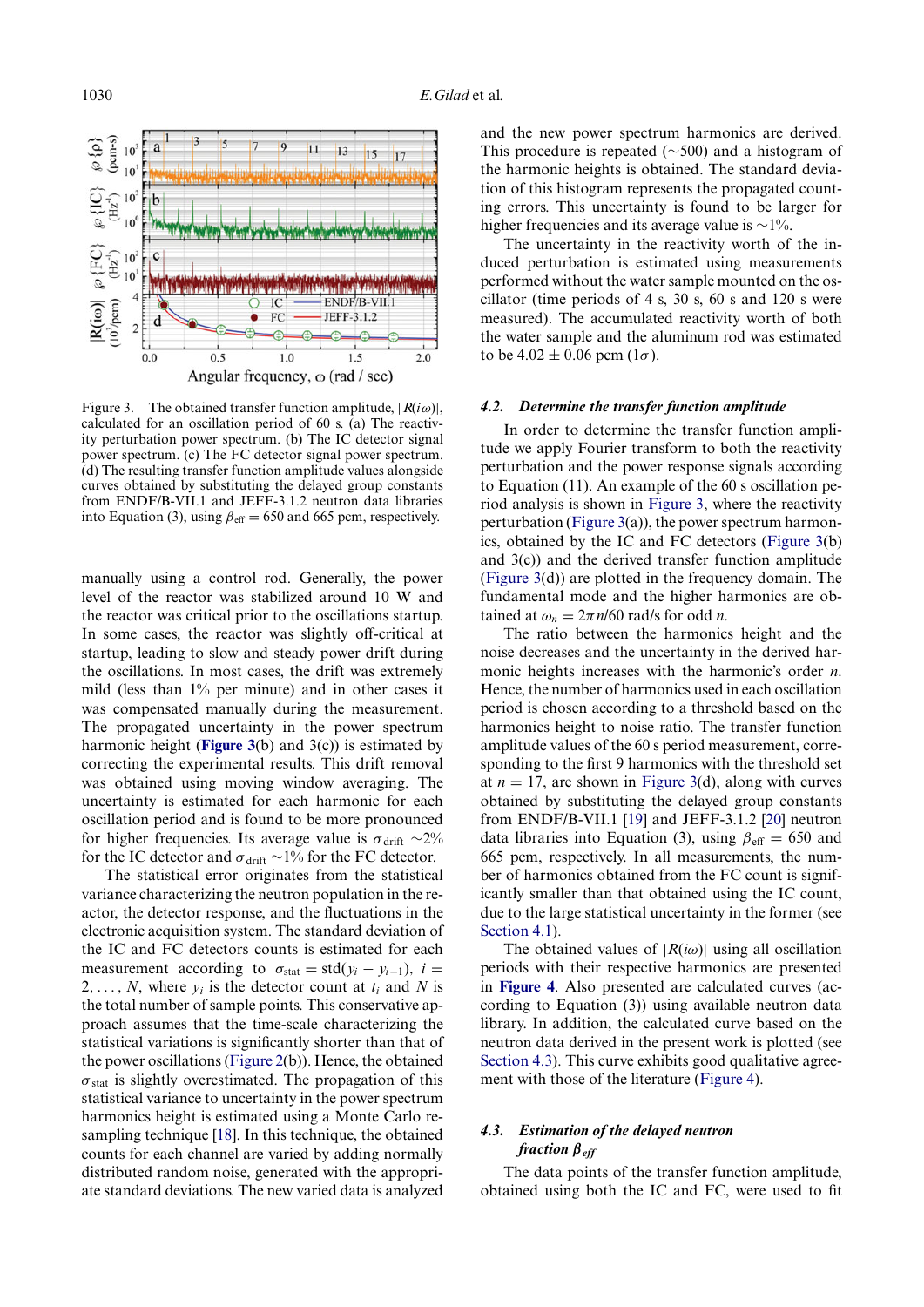Figure 3. The obtained transfer function amplitude, $|R(i\omega)|$, calculated for an oscillation period of 60 s. (a) The reactivity perturbation power spectrum. (b) The IC detector signal power spectrum. (c) The FC detector signal power spectrum. (d) The resulting transfer function amplitude values alongside curves obtained by substituting the delayed group constants from ENDF/B-VII.1 and JEFF-3.1.2 neutron data libraries into Equation (3), using $\beta_{\text{eff}} = 650$ and 665 pcm, respectively.

manually using a control rod. Generally, the power level of the reactor was stabilized around 10 W and the reactor was critical prior to the oscillations startup. In some cases, the reactor was slightly off-critical at startup, leading to slow and steady power drift during the oscillations. In most cases, the drift was extremely mild (less than 1% per minute) and in other cases it was compensated manually during the measurement. The propagated uncertainty in the power spectrum harmonic height (**Figure 3**(b) and 3(c)) is estimated by correcting the experimental results. This drift removal was obtained using moving window averaging. The uncertainty is estimated for each harmonic for each oscillation period and is found to be more pronounced for higher frequencies. Its average value is $\sigma_{\text{drift}} \sim 2\%$ for the IC detector and $\sigma_{\text{drift}} \sim 1\%$ for the FC detector.

The statistical error originates from the statistical variance characterizing the neutron population in the reactor, the detector response, and the fluctuations in the electronic acquisition system. The standard deviation of the IC and FC detectors counts is estimated for each measurement according to $\sigma_{\text{stat}} = \text{std}(y_i - y_{i-1})$, $i = 2, \ldots, N$, where $y_i$ is the detector count at $t_i$ and $N$ is the total number of sample points. This conservative approach assumes that the time-scale characterizing the statistical variations is significantly shorter than that of the power oscillations (Figure 2(b)). Hence, the obtained $\sigma_{\text{stat}}$ is slightly overestimated. The propagation of this statistical variance to uncertainty in the power spectrum harmonics height is estimated using a Monte Carlo resampling technique [18]. In this technique, the obtained counts for each channel are varied by adding normally distributed random noise, generated with the appropriate standard deviations. The new varied data is analyzed and the new power spectrum harmonics are derived. This procedure is repeated (~500) and a histogram of the harmonic heights is obtained. The standard deviation of this histogram represents the propagated counting errors. This uncertainty is found to be larger for higher frequencies and its average value is ~1%.

The uncertainty in the reactivity worth of the induced perturbation is estimated using measurements performed without the water sample mounted on the oscillator (time periods of 4 s, 30 s, 60 s and 120 s were measured). The accumulated reactivity worth of both the water sample and the aluminum rod was estimated to be $4.02 \pm 0.06$ pcm ($1\sigma$).

### 4.2. *Determine the transfer function amplitude*

In order to determine the transfer function amplitude we apply Fourier transform to both the reactivity perturbation and the power response signals according to Equation (11). An example of the 60 s oscillation period analysis is shown in Figure 3, where the reactivity perturbation (Figure 3(a)), the power spectrum harmonics, obtained by the IC and FC detectors (Figure 3(b) and 3(c)) and the derived transfer function amplitude (Figure 3(d)) are plotted in the frequency domain. The fundamental mode and the higher harmonics are obtained at $\omega_n = 2\pi n/60$ rad/s for odd $n$.

The ratio between the harmonics height and the noise decreases and the uncertainty in the derived harmonic heights increases with the harmonic's order $n$. Hence, the number of harmonics used in each oscillation period is chosen according to a threshold based on the harmonics height to noise ratio. The transfer function amplitude values of the 60 s period measurement, corresponding to the first 9 harmonics with the threshold set at $n = 17$, are shown in Figure 3(d), along with curves obtained by substituting the delayed group constants from ENDF/B-VII.1 [19] and JEFF-3.1.2 [20] neutron data libraries into Equation (3), using $\beta_{\text{eff}} = 650$ and 665 pcm, respectively. In all measurements, the number of harmonics obtained from the FC count is significantly smaller than that obtained using the IC count, due to the large statistical uncertainty in the former (see Section 4.1).

The obtained values of $|R(i\omega)|$ using all oscillation periods with their respective harmonics are presented in **Figure 4**. Also presented are calculated curves (according to Equation (3)) using available neutron data library. In addition, the calculated curve based on the neutron data derived in the present work is plotted (see Section 4.3). This curve exhibits good qualitative agreement with those of the literature (Figure 4).

### 4.3. *Estimation of the delayed neutron fraction $\beta_{\text{eff}}$*

The data points of the transfer function amplitude, obtained using both the IC and FC, were used to fit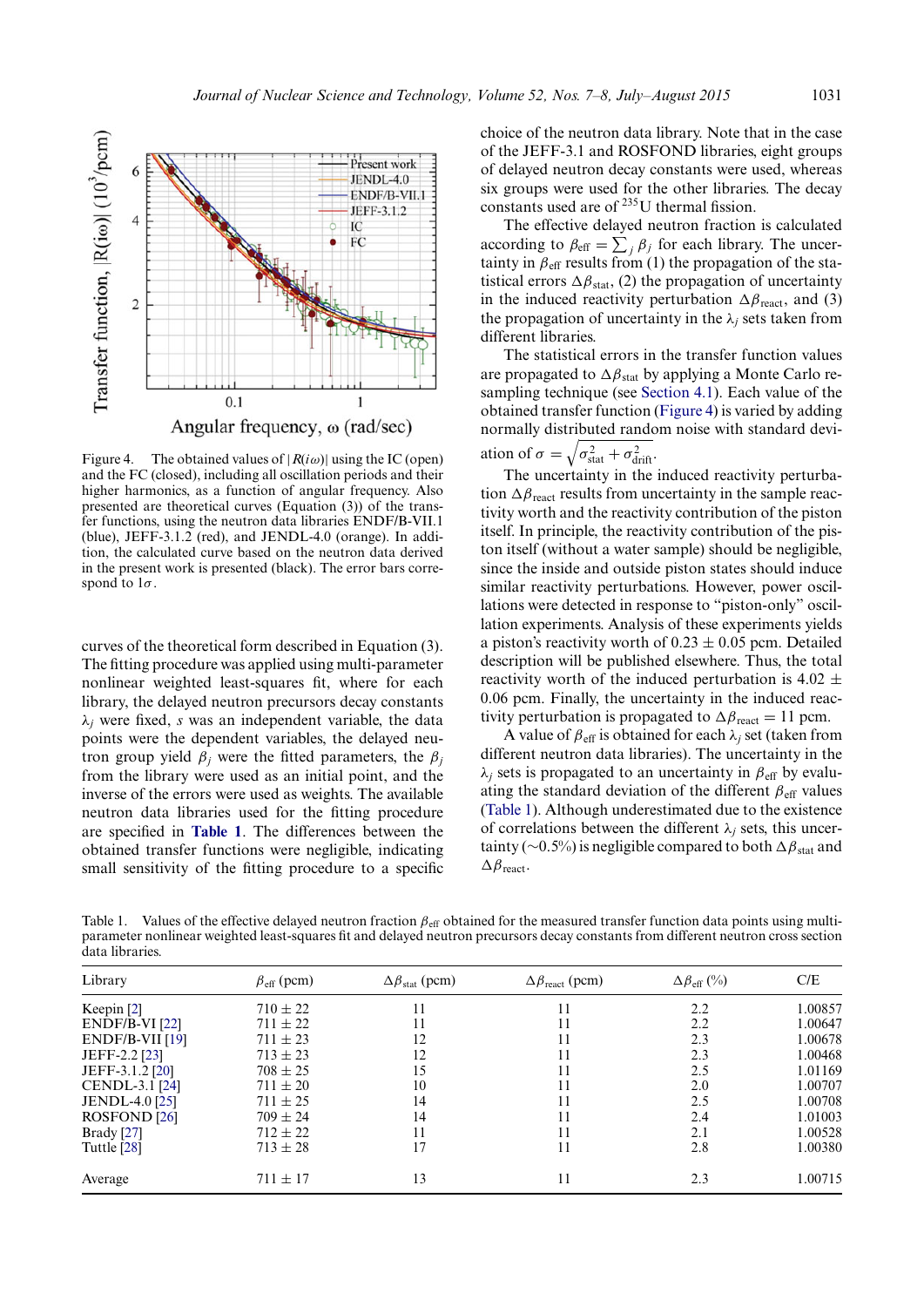Figure 4. The obtained values of $|R(i\omega)|$ using the IC (open) and the FC (closed), including all oscillation periods and their higher harmonics, as a function of angular frequency. Also presented are theoretical curves (Equation (3)) of the transfer functions, using the neutron data libraries ENDF/B-VII.1 (blue), JEFF-3.1.2 (red), and JENDL-4.0 (orange). In addition, the calculated curve based on the neutron data derived in the present work is presented (black). The error bars correspond to $1\sigma$.

curves of the theoretical form described in Equation (3). The fitting procedure was applied using multi-parameter nonlinear weighted least-squares fit, where for each library, the delayed neutron precursors decay constants $\lambda_j$ were fixed, $s$ was an independent variable, the data points were the dependent variables, the delayed neutron group yield $\beta_j$ were the fitted parameters, the $\beta_j$ from the library were used as an initial point, and the inverse of the errors were used as weights. The available neutron data libraries used for the fitting procedure are specified in **Table 1**. The differences between the obtained transfer functions were negligible, indicating small sensitivity of the fitting procedure to a specific choice of the neutron data library. Note that in the case of the JEFF-3.1 and ROSFOND libraries, eight groups of delayed neutron decay constants were used, whereas six groups were used for the other libraries. The decay constants used are of $^{235}$U thermal fission.

The effective delayed neutron fraction is calculated according to $\beta_{\mathrm{eff}} = \sum_j \beta_j$ for each library. The uncertainty in $\beta_{\mathrm{eff}}$ results from (1) the propagation of the statistical errors $\Delta\beta_{\mathrm{stat}}$, (2) the propagation of uncertainty in the induced reactivity perturbation $\Delta\beta_{\mathrm{react}}$, and (3) the propagation of uncertainty in the $\lambda_j$ sets taken from different libraries.

The statistical errors in the transfer function values are propagated to $\Delta\beta_{\mathrm{stat}}$ by applying a Monte Carlo resampling technique (see Section 4.1). Each value of the obtained transfer function (Figure 4) is varied by adding normally distributed random noise with standard deviation of $\sigma = \sqrt{\sigma_{\mathrm{stat}}^2 + \sigma_{\mathrm{drift}}^2}$.

The uncertainty in the induced reactivity perturbation $\Delta\beta_{\mathrm{react}}$ results from uncertainty in the sample reactivity worth and the reactivity contribution of the piston itself. In principle, the reactivity contribution of the piston itself (without a water sample) should be negligible, since the inside and outside piston states should induce similar reactivity perturbations. However, power oscillations were detected in response to "piston-only" oscillation experiments. Analysis of these experiments yields a piston's reactivity worth of 0.23 ± 0.05 pcm. Detailed description will be published elsewhere. Thus, the total reactivity worth of the induced perturbation is 4.02 ± 0.06 pcm. Finally, the uncertainty in the induced reactivity perturbation is propagated to $\Delta\beta_{\mathrm{react}} = 11$ pcm.

A value of $\beta_{\mathrm{eff}}$ is obtained for each $\lambda_j$ set (taken from different neutron data libraries). The uncertainty in the $\lambda_j$ sets is propagated to an uncertainty in $\beta_{\mathrm{eff}}$ by evaluating the standard deviation of the different $\beta_{\mathrm{eff}}$ values (Table 1). Although underestimated due to the existence of correlations between the different $\lambda_j$ sets, this uncertainty (~0.5%) is negligible compared to both $\Delta\beta_{\mathrm{stat}}$ and $\Delta\beta_{\mathrm{react}}$.

Table 1. Values of the effective delayed neutron fraction $\beta_{\mathrm{eff}}$ obtained for the measured transfer function data points using multi-parameter nonlinear weighted least-squares fit and delayed neutron precursors decay constants from different neutron cross section data libraries.

| Library | $\beta_{\mathrm{eff}}$ (pcm) | $\Delta\beta_{\mathrm{stat}}$ (pcm) | $\Delta\beta_{\mathrm{react}}$ (pcm) | $\Delta\beta_{\mathrm{eff}}$ (%) | C/E |
|---|---|---|---|---|---|
| Keepin [2] | 710 ± 22 | 11 | 11 | 2.2 | 1.00857 |
| ENDF/B-VI [22] | 711 ± 22 | 11 | 11 | 2.2 | 1.00647 |
| ENDF/B-VII [19] | 711 ± 23 | 12 | 11 | 2.3 | 1.00678 |
| JEFF-2.2 [23] | 713 ± 23 | 12 | 11 | 2.3 | 1.00468 |
| JEFF-3.1.2 [20] | 708 ± 25 | 15 | 11 | 2.5 | 1.01169 |
| CENDL-3.1 [24] | 711 ± 20 | 10 | 11 | 2.0 | 1.00707 |
| JENDL-4.0 [25] | 711 ± 25 | 14 | 11 | 2.5 | 1.00708 |
| ROSFOND [26] | 709 ± 24 | 14 | 11 | 2.4 | 1.01003 |
| Brady [27] | 712 ± 22 | 11 | 11 | 2.1 | 1.00528 |
| Tuttle [28] | 713 ± 28 | 17 | 11 | 2.8 | 1.00380 |
| Average | 711 ± 17 | 13 | 11 | 2.3 | 1.00715 |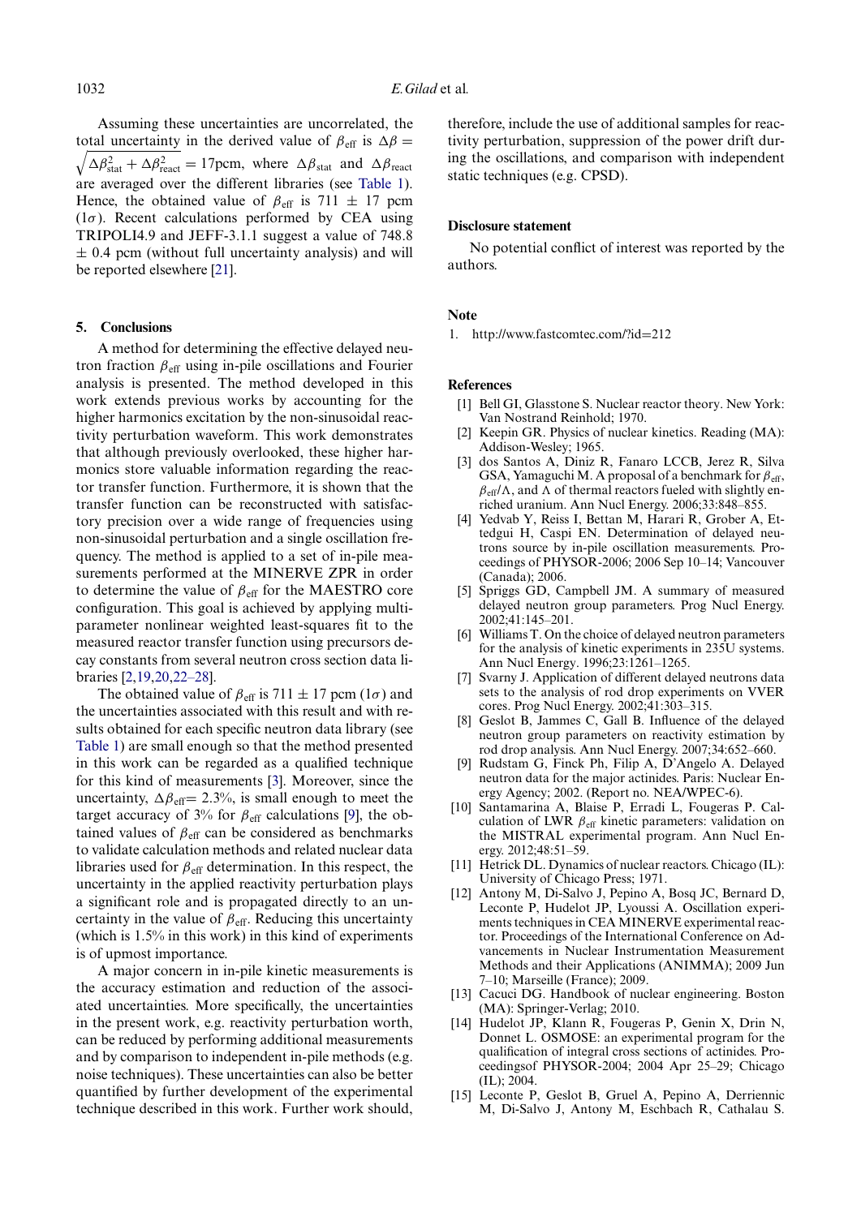Assuming these uncertainties are uncorrelated, the total uncertainty in the derived value of $\beta_{\rm eff}$ is $\Delta\beta = \sqrt{\Delta\beta_{\rm stat}^2 + \Delta\beta_{\rm react}^2} = 17$pcm, where $\Delta\beta_{\rm stat}$ and $\Delta\beta_{\rm react}$ are averaged over the different libraries (see Table 1). Hence, the obtained value of $\beta_{\rm eff}$ is 711 $\pm$ 17 pcm ($1\sigma$). Recent calculations performed by CEA using TRIPOLI4.9 and JEFF-3.1.1 suggest a value of 748.8 $\pm$ 0.4 pcm (without full uncertainty analysis) and will be reported elsewhere [21].

## 5. Conclusions

A method for determining the effective delayed neutron fraction $\beta_{\rm eff}$ using in-pile oscillations and Fourier analysis is presented. The method developed in this work extends previous works by accounting for the higher harmonics excitation by the non-sinusoidal reactivity perturbation waveform. This work demonstrates that although previously overlooked, these higher harmonics store valuable information regarding the reactor transfer function. Furthermore, it is shown that the transfer function can be reconstructed with satisfactory precision over a wide range of frequencies using non-sinusoidal perturbation and a single oscillation frequency. The method is applied to a set of in-pile measurements performed at the MINERVE ZPR in order to determine the value of $\beta_{\rm eff}$ for the MAESTRO core configuration. This goal is achieved by applying multi-parameter nonlinear weighted least-squares fit to the measured reactor transfer function using precursors decay constants from several neutron cross section data libraries [2,19,20,22–28].

The obtained value of $\beta_{\rm eff}$ is 711 $\pm$ 17 pcm ($1\sigma$) and the uncertainties associated with this result and with results obtained for each specific neutron data library (see Table 1) are small enough so that the method presented in this work can be regarded as a qualified technique for this kind of measurements [3]. Moreover, since the uncertainty, $\Delta\beta_{\rm eff}$= 2.3%, is small enough to meet the target accuracy of 3% for $\beta_{\rm eff}$ calculations [9], the obtained values of $\beta_{\rm eff}$ can be considered as benchmarks to validate calculation methods and related nuclear data libraries used for $\beta_{\rm eff}$ determination. In this respect, the uncertainty in the applied reactivity perturbation plays a significant role and is propagated directly to an uncertainty in the value of $\beta_{\rm eff}$. Reducing this uncertainty (which is 1.5% in this work) in this kind of experiments is of upmost importance.

A major concern in in-pile kinetic measurements is the accuracy estimation and reduction of the associated uncertainties. More specifically, the uncertainties in the present work, e.g. reactivity perturbation worth, can be reduced by performing additional measurements and by comparison to independent in-pile methods (e.g. noise techniques). These uncertainties can also be better quantified by further development of the experimental technique described in this work. Further work should, therefore, include the use of additional samples for reactivity perturbation, suppression of the power drift during the oscillations, and comparison with independent static techniques (e.g. CPSD).

### Disclosure statement

No potential conflict of interest was reported by the authors.

### Note

1. http://www.fastcomtec.com/?id=212

### References

[1] Bell GI, Glasstone S. Nuclear reactor theory. New York: Van Nostrand Reinhold; 1970.

[2] Keepin GR. Physics of nuclear kinetics. Reading (MA): Addison-Wesley; 1965.

[3] dos Santos A, Diniz R, Fanaro LCCB, Jerez R, Silva GSA, Yamaguchi M. A proposal of a benchmark for $\beta_{\rm eff}$, $\beta_{\rm eff}/\Lambda$, and $\Lambda$ of thermal reactors fueled with slightly enriched uranium. Ann Nucl Energy. 2006;33:848–855.

[4] Yedvab Y, Reiss I, Bettan M, Harari R, Grober A, Ettedgui H, Caspi EN. Determination of delayed neutrons source by in-pile oscillation measurements. Proceedings of PHYSOR-2006; 2006 Sep 10–14; Vancouver (Canada); 2006.

[5] Spriggs GD, Campbell JM. A summary of measured delayed neutron group parameters. Prog Nucl Energy. 2002;41:145–201.

[6] Williams T. On the choice of delayed neutron parameters for the analysis of kinetic experiments in 235U systems. Ann Nucl Energy. 1996;23:1261–1265.

[7] Svarny J. Application of different delayed neutrons data sets to the analysis of rod drop experiments on VVER cores. Prog Nucl Energy. 2002;41:303–315.

[8] Geslot B, Jammes C, Gall B. Influence of the delayed neutron group parameters on reactivity estimation by rod drop analysis. Ann Nucl Energy. 2007;34:652–660.

[9] Rudstam G, Finck Ph, Filip A, D'Angelo A. Delayed neutron data for the major actinides. Paris: Nuclear Energy Agency; 2002. (Report no. NEA/WPEC-6).

[10] Santamarina A, Blaise P, Erradi L, Fougeras P. Calculation of LWR $\beta_{\rm eff}$ kinetic parameters: validation on the MISTRAL experimental program. Ann Nucl Energy. 2012;48:51–59.

[11] Hetrick DL. Dynamics of nuclear reactors. Chicago (IL): University of Chicago Press; 1971.

[12] Antony M, Di-Salvo J, Pepino A, Bosq JC, Bernard D, Leconte P, Hudelot JP, Lyoussi A. Oscillation experiments techniques in CEA MINERVE experimental reactor. Proceedings of the International Conference on Advancements in Nuclear Instrumentation Measurement Methods and their Applications (ANIMMA); 2009 Jun 7–10; Marseille (France); 2009.

[13] Cacuci DG. Handbook of nuclear engineering. Boston (MA): Springer-Verlag; 2010.

[14] Hudelot JP, Klann R, Fougeras P, Genin X, Drin N, Donnet L. OSMOSE: an experimental program for the qualification of integral cross sections of actinides. Proceedingsof PHYSOR-2004; 2004 Apr 25–29; Chicago (IL); 2004.

[15] Leconte P, Geslot B, Gruel A, Pepino A, Derriennic M, Di-Salvo J, Antony M, Eschbach R, Cathalau S.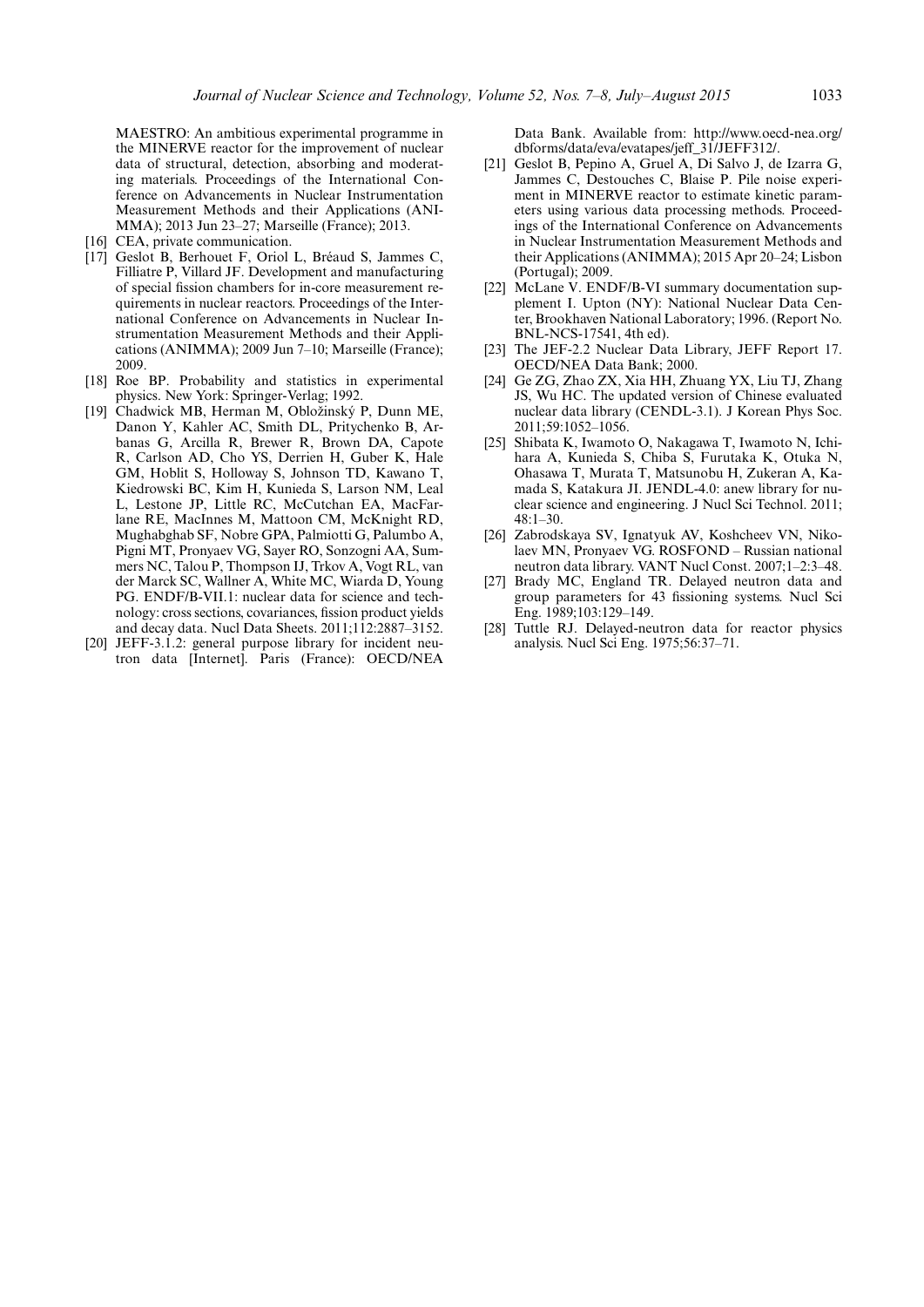MAESTRO: An ambitious experimental programme in the MINERVE reactor for the improvement of nuclear data of structural, detection, absorbing and moderating materials. Proceedings of the International Conference on Advancements in Nuclear Instrumentation Measurement Methods and their Applications (ANIMMA); 2013 Jun 23–27; Marseille (France); 2013.

[16] CEA, private communication.

[17] Geslot B, Berhouet F, Oriol L, Bréaud S, Jammes C, Filliatre P, Villard JF. Development and manufacturing of special fission chambers for in-core measurement requirements in nuclear reactors. Proceedings of the International Conference on Advancements in Nuclear Instrumentation Measurement Methods and their Applications (ANIMMA); 2009 Jun 7–10; Marseille (France); 2009.

[18] Roe BP. Probability and statistics in experimental physics. New York: Springer-Verlag; 1992.

[19] Chadwick MB, Herman M, Obložinský P, Dunn ME, Danon Y, Kahler AC, Smith DL, Pritychenko B, Arbanas G, Arcilla R, Brewer R, Brown DA, Capote R, Carlson AD, Cho YS, Derrien H, Guber K, Hale GM, Hoblit S, Holloway S, Johnson TD, Kawano T, Kiedrowski BC, Kim H, Kunieda S, Larson NM, Leal L, Lestone JP, Little RC, McCutchan EA, MacFarlane RE, MacInnes M, Mattoon CM, McKnight RD, Mughabghab SF, Nobre GPA, Palmiotti G, Palumbo A, Pigni MT, Pronyaev VG, Sayer RO, Sonzogni AA, Summers NC, Talou P, Thompson IJ, Trkov A, Vogt RL, van der Marck SC, Wallner A, White MC, Wiarda D, Young PG. ENDF/B-VII.1: nuclear data for science and technology: cross sections, covariances, fission product yields and decay data. Nucl Data Sheets. 2011;112:2887–3152.

[20] JEFF-3.1.2: general purpose library for incident neutron data [Internet]. Paris (France): OECD/NEA Data Bank. Available from: http://www.oecd-nea.org/dbforms/data/eva/evatapes/jeff_31/JEFF312/.

[21] Geslot B, Pepino A, Gruel A, Di Salvo J, de Izarra G, Jammes C, Destouches C, Blaise P. Pile noise experiment in MINERVE reactor to estimate kinetic parameters using various data processing methods. Proceedings of the International Conference on Advancements in Nuclear Instrumentation Measurement Methods and their Applications (ANIMMA); 2015 Apr 20–24; Lisbon (Portugal); 2009.

[22] McLane V. ENDF/B-VI summary documentation supplement I. Upton (NY): National Nuclear Data Center, Brookhaven National Laboratory; 1996. (Report No. BNL-NCS-17541, 4th ed).

[23] The JEF-2.2 Nuclear Data Library, JEFF Report 17. OECD/NEA Data Bank; 2000.

[24] Ge ZG, Zhao ZX, Xia HH, Zhuang YX, Liu TJ, Zhang JS, Wu HC. The updated version of Chinese evaluated nuclear data library (CENDL-3.1). J Korean Phys Soc. 2011;59:1052–1056.

[25] Shibata K, Iwamoto O, Nakagawa T, Iwamoto N, Ichihara A, Kunieda S, Chiba S, Furutaka K, Otuka N, Ohasawa T, Murata T, Matsunobu H, Zukeran A, Kamada S, Katakura JI. JENDL-4.0: anew library for nuclear science and engineering. J Nucl Sci Technol. 2011; 48:1–30.

[26] Zabrodskaya SV, Ignatyuk AV, Koshcheev VN, Nikolaev MN, Pronyaev VG. ROSFOND – Russian national neutron data library. VANT Nucl Const. 2007;1–2:3–48.

[27] Brady MC, England TR. Delayed neutron data and group parameters for 43 fissioning systems. Nucl Sci Eng. 1989;103:129–149.

[28] Tuttle RJ. Delayed-neutron data for reactor physics analysis. Nucl Sci Eng. 1975;56:37–71.